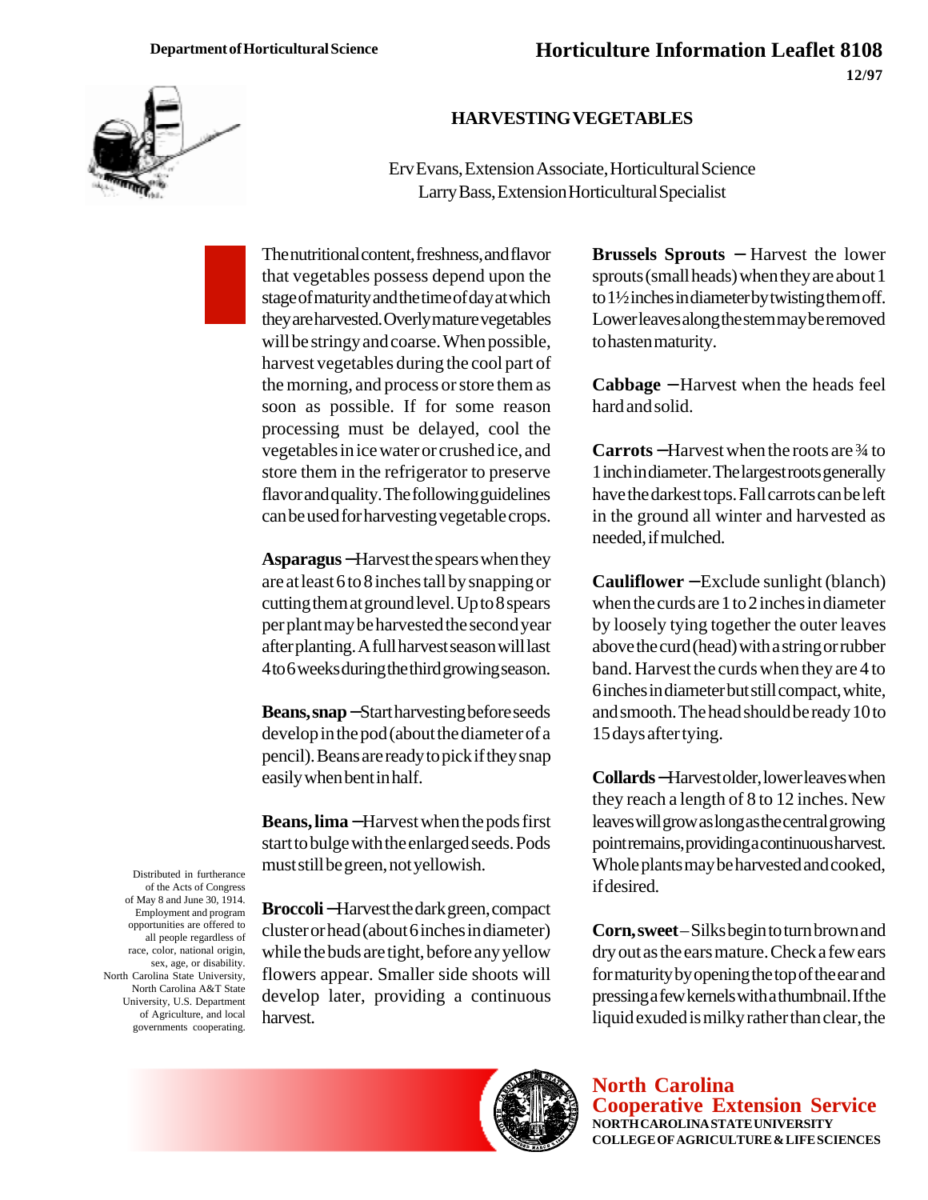Department of Horticultural Science

# Horticulture Information Leaflet 8108

12/97

## HARVESTING VEGETABLES

Erv Evans, Extension Associate, Horticultural Science
Larry Bass, Extension Horticultural Specialist

The nutritional content, freshness, and flavor that vegetables possess depend upon the stage of maturity and the time of day at which they are harvested. Overly mature vegetables will be stringy and coarse. When possible, harvest vegetables during the cool part of the morning, and process or store them as soon as possible. If for some reason processing must be delayed, cool the vegetables in ice water or crushed ice, and store them in the refrigerator to preserve flavor and quality. The following guidelines can be used for harvesting vegetable crops.

**Asparagus** – Harvest the spears when they are at least 6 to 8 inches tall by snapping or cutting them at ground level. Up to 8 spears per plant may be harvested the second year after planting. A full harvest season will last 4 to 6 weeks during the third growing season.

**Beans, snap** – Start harvesting before seeds develop in the pod (about the diameter of a pencil). Beans are ready to pick if they snap easily when bent in half.

**Beans, lima** – Harvest when the pods first start to bulge with the enlarged seeds. Pods must still be green, not yellowish.

**Broccoli** – Harvest the dark green, compact cluster or head (about 6 inches in diameter) while the buds are tight, before any yellow flowers appear. Smaller side shoots will develop later, providing a continuous harvest.

**Brussels Sprouts** – Harvest the lower sprouts (small heads) when they are about 1 to 1½ inches in diameter by twisting them off. Lower leaves along the stem may be removed to hasten maturity.

**Cabbage** – Harvest when the heads feel hard and solid.

**Carrots** – Harvest when the roots are ¾ to 1 inch in diameter. The largest roots generally have the darkest tops. Fall carrots can be left in the ground all winter and harvested as needed, if mulched.

**Cauliflower** – Exclude sunlight (blanch) when the curds are 1 to 2 inches in diameter by loosely tying together the outer leaves above the curd (head) with a string or rubber band. Harvest the curds when they are 4 to 6 inches in diameter but still compact, white, and smooth. The head should be ready 10 to 15 days after tying.

**Collards** – Harvest older, lower leaves when they reach a length of 8 to 12 inches. New leaves will grow as long as the central growing point remains, providing a continuous harvest. Whole plants may be harvested and cooked, if desired.

**Corn, sweet** – Silks begin to turn brown and dry out as the ears mature. Check a few ears for maturity by opening the top of the ear and pressing a few kernels with a thumbnail. If the liquid exuded is milky rather than clear, the

Distributed in furtherance of the Acts of Congress of May 8 and June 30, 1914. Employment and program opportunities are offered to all people regardless of race, color, national origin, sex, age, or disability. North Carolina State University, North Carolina A&T State University, U.S. Department of Agriculture, and local governments cooperating.

**North Carolina Cooperative Extension Service**
NORTH CAROLINA STATE UNIVERSITY
COLLEGE OF AGRICULTURE & LIFE SCIENCES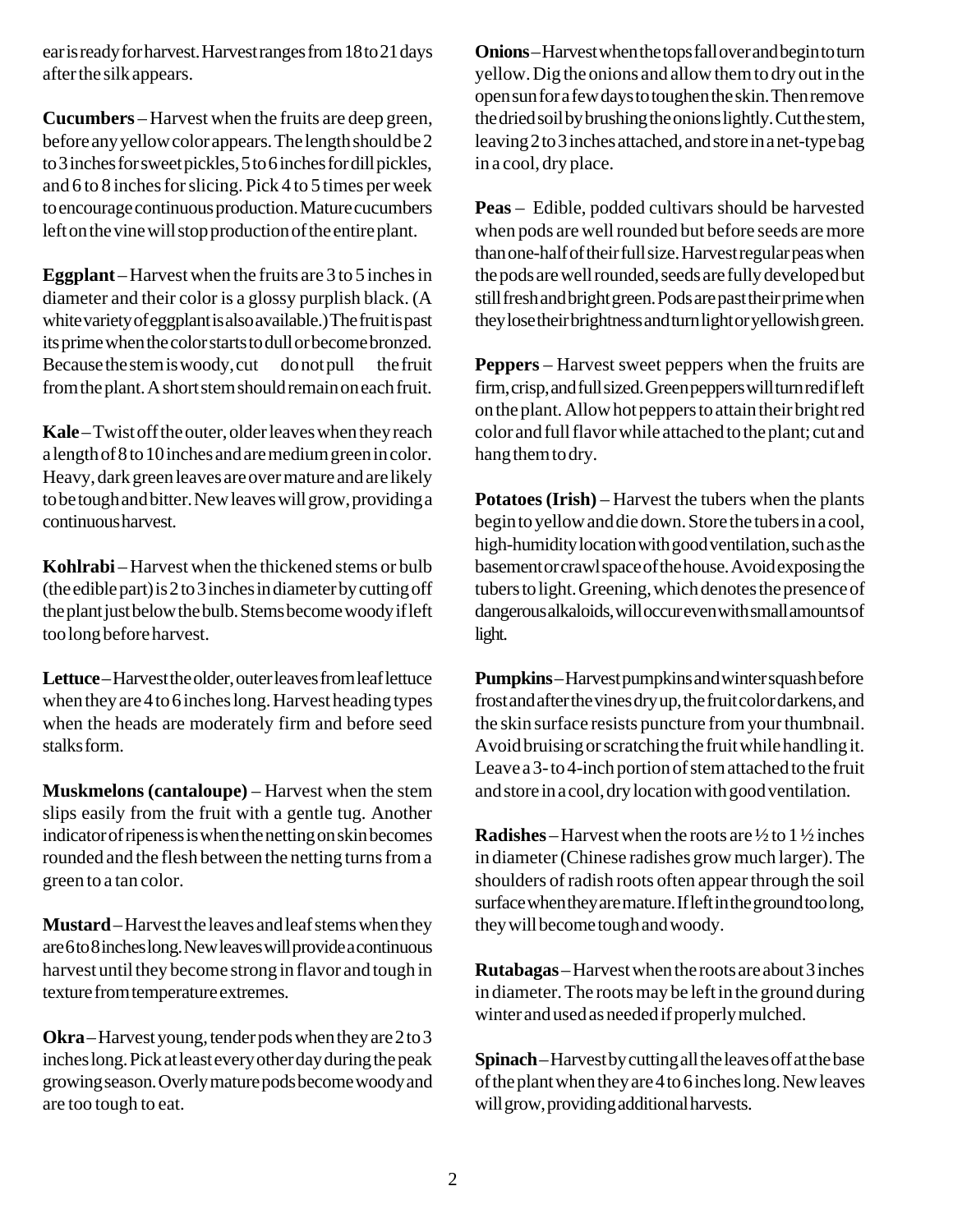ear is ready for harvest. Harvest ranges from 18 to 21 days after the silk appears.

**Cucumbers** – Harvest when the fruits are deep green, before any yellow color appears. The length should be 2 to 3 inches for sweet pickles, 5 to 6 inches for dill pickles, and 6 to 8 inches for slicing. Pick 4 to 5 times per week to encourage continuous production. Mature cucumbers left on the vine will stop production of the entire plant.

**Eggplant** – Harvest when the fruits are 3 to 5 inches in diameter and their color is a glossy purplish black. (A white variety of eggplant is also available.) The fruit is past its prime when the color starts to dull or become bronzed. Because the stem is woody, cut do not pull the fruit from the plant. A short stem should remain on each fruit.

**Kale** – Twist off the outer, older leaves when they reach a length of 8 to 10 inches and are medium green in color. Heavy, dark green leaves are over mature and are likely to be tough and bitter. New leaves will grow, providing a continuous harvest.

**Kohlrabi** – Harvest when the thickened stems or bulb (the edible part) is 2 to 3 inches in diameter by cutting off the plant just below the bulb. Stems become woody if left too long before harvest.

**Lettuce** – Harvest the older, outer leaves from leaf lettuce when they are 4 to 6 inches long. Harvest heading types when the heads are moderately firm and before seed stalks form.

**Muskmelons (cantaloupe)** – Harvest when the stem slips easily from the fruit with a gentle tug. Another indicator of ripeness is when the netting on skin becomes rounded and the flesh between the netting turns from a green to a tan color.

**Mustard** – Harvest the leaves and leaf stems when they are 6 to 8 inches long. New leaves will provide a continuous harvest until they become strong in flavor and tough in texture from temperature extremes.

**Okra** – Harvest young, tender pods when they are 2 to 3 inches long. Pick at least every other day during the peak growing season. Overly mature pods become woody and are too tough to eat.

**Onions** – Harvest when the tops fall over and begin to turn yellow. Dig the onions and allow them to dry out in the open sun for a few days to toughen the skin. Then remove the dried soil by brushing the onions lightly. Cut the stem, leaving 2 to 3 inches attached, and store in a net-type bag in a cool, dry place.

**Peas** – Edible, podded cultivars should be harvested when pods are well rounded but before seeds are more than one-half of their full size. Harvest regular peas when the pods are well rounded, seeds are fully developed but still fresh and bright green. Pods are past their prime when they lose their brightness and turn light or yellowish green.

**Peppers** – Harvest sweet peppers when the fruits are firm, crisp, and full sized. Green peppers will turn red if left on the plant. Allow hot peppers to attain their bright red color and full flavor while attached to the plant; cut and hang them to dry.

**Potatoes (Irish)** – Harvest the tubers when the plants begin to yellow and die down. Store the tubers in a cool, high-humidity location with good ventilation, such as the basement or crawl space of the house. Avoid exposing the tubers to light. Greening, which denotes the presence of dangerous alkaloids, will occur even with small amounts of light.

**Pumpkins** – Harvest pumpkins and winter squash before frost and after the vines dry up, the fruit color darkens, and the skin surface resists puncture from your thumbnail. Avoid bruising or scratching the fruit while handling it. Leave a 3- to 4-inch portion of stem attached to the fruit and store in a cool, dry location with good ventilation.

**Radishes** – Harvest when the roots are ½ to 1 ½ inches in diameter (Chinese radishes grow much larger). The shoulders of radish roots often appear through the soil surface when they are mature. If left in the ground too long, they will become tough and woody.

**Rutabagas** – Harvest when the roots are about 3 inches in diameter. The roots may be left in the ground during winter and used as needed if properly mulched.

**Spinach** – Harvest by cutting all the leaves off at the base of the plant when they are 4 to 6 inches long. New leaves will grow, providing additional harvests.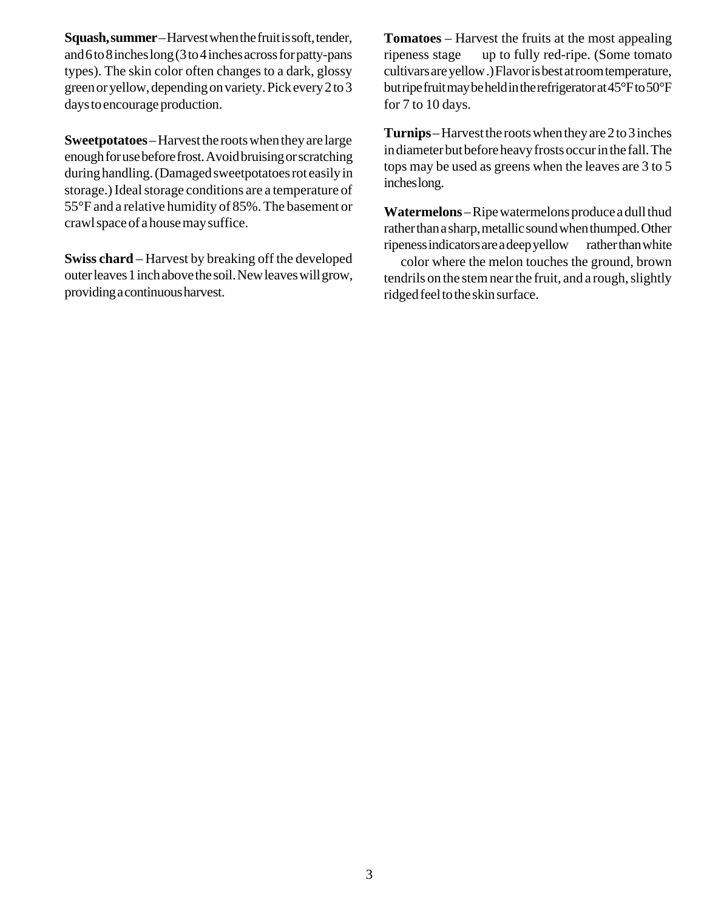**Squash, summer** – Harvest when the fruit is soft, tender, and 6 to 8 inches long (3 to 4 inches across for patty-pans types). The skin color often changes to a dark, glossy green or yellow, depending on variety. Pick every 2 to 3 days to encourage production.

**Sweetpotatoes** – Harvest the roots when they are large enough for use before frost. Avoid bruising or scratching during handling. (Damaged sweetpotatoes rot easily in storage.) Ideal storage conditions are a temperature of 55°F and a relative humidity of 85%. The basement or crawl space of a house may suffice.

**Swiss chard** – Harvest by breaking off the developed outer leaves 1 inch above the soil. New leaves will grow, providing a continuous harvest.

**Tomatoes** – Harvest the fruits at the most appealing ripeness stage up to fully red-ripe. (Some tomato cultivars are yellow.) Flavor is best at room temperature, but ripe fruit may be held in the refrigerator at 45°F to 50°F for 7 to 10 days.

**Turnips** – Harvest the roots when they are 2 to 3 inches in diameter but before heavy frosts occur in the fall. The tops may be used as greens when the leaves are 3 to 5 inches long.

**Watermelons** – Ripe watermelons produce a dull thud rather than a sharp, metallic sound when thumped. Other ripeness indicators are a deep yellow rather than white color where the melon touches the ground, brown tendrils on the stem near the fruit, and a rough, slightly ridged feel to the skin surface.